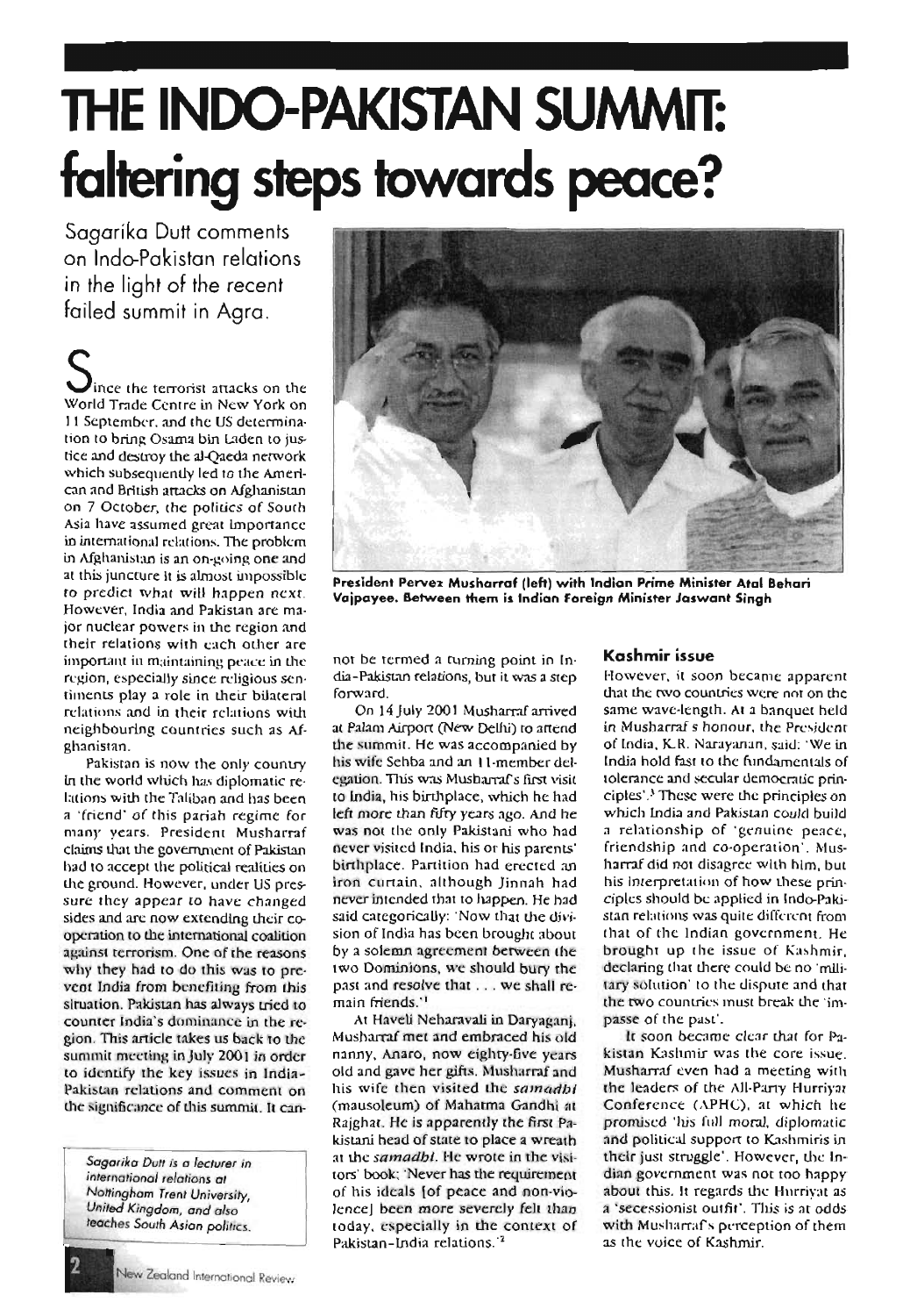# THE INDO-PAKISTAN SUMMIT: faltering steps towards peace?

Sagarika Dutt comments on Indo-Pakistan relations in the light of the recent failed summit in Agra.

Since the terrorist attacks on the World Trade Centre in New York on 11 September, and the US determination to bring Osama bin Laden to justice and destroy the al-Qaeda network which subsequently led to the American and British attacks on Afghanistan on 7 October, the politics of South Asia have assumed great importance in international relations. The problem in Afghanistan is an on-going one and at this juncture it is almost impossible to predict what will happen next. However, India and Pakistan are major nuclear powers in the region and their relations with each other are important in maintaining peace in the region, especially since religious sentiments play a role in their bilateral relations and in their relations with neighbouring countries such as Afghanistan.

Pakistan is now the only country in the world which has diplomatic relations with the Taliban and has been a 'friend' of this pariah regime for many years. President Musharraf claims that the government of Pakistan had to accept the political realities on the ground. However, under US pressure they appear to have changed sides and are now extending their co-operation to the international coalition against terrorism. One of the reasons why they had to do this was to prevent India from benefiting from this situation. Pakistan has always tried to counter India's dominance in the region. This article takes us back to the summit meeting in July 2001 in order to identify the key issues in India-Pakistan relations and comment on the significance of this summit. It cannot be termed a turning point in India-Pakistan relations, but it was a step forward.

*Sagarika Dutt is a lecturer in international relations at Nottingham Trent University, United Kingdom, and also teaches South Asian politics.*

**President Pervez Musharraf (left) with Indian Prime Minister Atal Behari Vajpayee. Between them is Indian Foreign Minister Jaswant Singh**

On 14 July 2001 Musharraf arrived at Palam Airport (New Delhi) to attend the summit. He was accompanied by his wife Sehba and an 11-member delegation. This was Musharraf's first visit to India, his birthplace, which he had left more than fifty years ago. And he was not the only Pakistani who had never visited India, his or his parents' birthplace. Partition had erected an iron curtain, although Jinnah had never intended that to happen. He had said categorically: 'Now that the division of India has been brought about by a solemn agreement between the two Dominions, we should bury the past and resolve that . . . we shall remain friends.'[1]

At Haveli Neharavali in Daryaganj, Musharraf met and embraced his old nanny, Anaro, now eighty-five years old and gave her gifts. Musharraf and his wife then visited the *samadhi* (mausoleum) of Mahatma Gandhi at Rajghat. He is apparently the first Pakistani head of state to place a wreath at the *samadhi*. He wrote in the visitors' book: 'Never has the requirement of his ideals [of peace and non-violence] been more severely felt than today, especially in the context of Pakistan-India relations.'[2]

### Kashmir issue

However, it soon became apparent that the two countries were not on the same wave-length. At a banquet held in Musharraf's honour, the President of India, K.R. Narayanan, said: 'We in India hold fast to the fundamentals of tolerance and secular democratic principles'.[3] These were the principles on which India and Pakistan could build a relationship of 'genuine peace, friendship and co-operation'. Musharraf did not disagree with him, but his interpretation of how these principles should be applied in Indo-Pakistan relations was quite different from that of the Indian government. He brought up the issue of Kashmir, declaring that there could be no 'military solution' to the dispute and that the two countries must break the 'impasse of the past'.

It soon became clear that for Pakistan Kashmir was the core issue. Musharraf even had a meeting with the leaders of the All-Party Hurriyat Conference (APHC), at which he promised 'his full moral, diplomatic and political support to Kashmiris in their just struggle'. However, the Indian government was not too happy about this. It regards the Hurriyat as a 'secessionist outfit'. This is at odds with Musharraf's perception of them as the voice of Kashmir.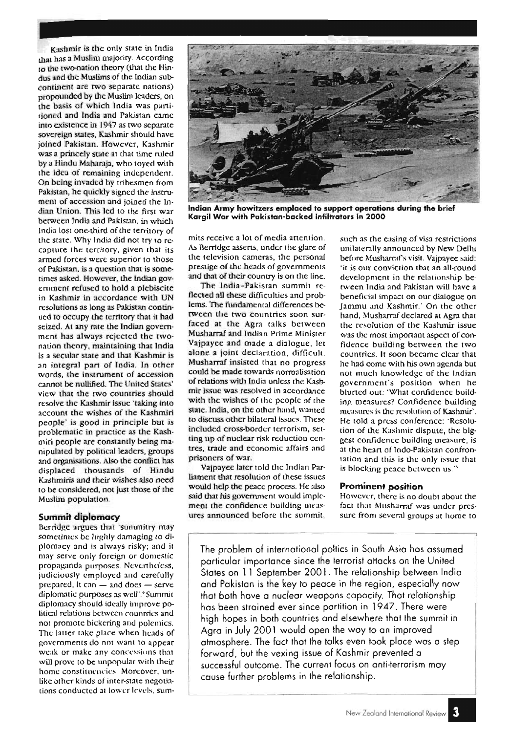Kashmir is the only state in India that has a Muslim majority. According to the two-nation theory (that the Hindus and the Muslims of the Indian subcontinent are two separate nations) propounded by the Muslim leaders, on the basis of which India was partitioned and India and Pakistan came into existence in 1947 as two separate sovereign states, Kashmir should have joined Pakistan. However, Kashmir was a princely state at that time ruled by a Hindu Maharaja, who toyed with the idea of remaining independent. On being invaded by tribesmen from Pakistan, he quickly signed the instrument of accession and joined the Indian Union. This led to the first war between India and Pakistan, in which India lost one-third of the territory of the state. Why India did not try to recapture the territory, given that its armed forces were superior to those of Pakistan, is a question that is sometimes asked. However, the Indian government refused to hold a plebiscite in Kashmir in accordance with UN resolutions as long as Pakistan continued to occupy the territory that it had seized. At any rate the Indian government has always rejected the two-nation theory, maintaining that India is a secular state and that Kashmir is an integral part of India. In other words, the instrument of accession cannot be nullified. The United States' view that the two countries should resolve the Kashmir issue 'taking into account the wishes of the Kashmiri people' is good in principle but is problematic in practice as the Kashmiri people are constantly being manipulated by political leaders, groups and organisations. Also the conflict has displaced thousands of Hindu Kashmiris and their wishes also need to be considered, not just those of the Muslim population.

Indian Army howitzers emplaced to support operations during the brief Kargil War with Pakistan-backed infiltrators in 2000

## Summit diplomacy

Berridge argues that 'summitry may sometimes be highly damaging to diplomacy and is always risky; and it may serve only foreign or domestic propaganda purposes. Nevertheless, judiciously employed and carefully prepared, it can — and does — serve diplomatic purposes as well'.[4] Summit diplomacy should ideally improve political relations between countries and not promote bickering and polemics. The latter take place when heads of governments do not want to appear weak or make any concessions that will prove to be unpopular with their home constituencies. Moreover, unlike other kinds of inter-state negotiations conducted at lower levels, summits receive a lot of media attention. As Berridge asserts, under the glare of the television cameras, the personal prestige of the heads of governments and that of their country is on the line.

The India–Pakistan summit reflected all these difficulties and problems. The fundamental differences between the two countries soon surfaced at the Agra talks between Musharraf and Indian Prime Minister Vajpayee and made a dialogue, let alone a joint declaration, difficult. Musharraf insisted that no progress could be made towards normalisation of relations with India unless the Kashmir issue was resolved in accordance with the wishes of the people of the state. India, on the other hand, wanted to discuss other bilateral issues. These included cross-border terrorism, setting up of nuclear risk reduction centres, trade and economic affairs and prisoners of war.

Vajpayee later told the Indian Parliament that resolution of these issues would help the peace process. He also said that his government would implement the confidence building measures announced before the summit, such as the easing of visa restrictions unilaterally announced by New Delhi before Musharraf's visit. Vajpayee said: 'it is our conviction that an all-round development in the relationship between India and Pakistan will have a beneficial impact on our dialogue on Jammu and Kashmir.' On the other hand, Musharraf declared at Agra that the resolution of the Kashmir issue was the most important aspect of confidence building between the two countries. It soon became clear that he had come with his own agenda but not much knowledge of the Indian government's position when he blurted out: 'What confidence building measures? Confidence building measures is the resolution of Kashmir'. He told a press conference: 'Resolution of the Kashmir dispute, the biggest confidence building measure, is at the heart of Indo-Pakistan confrontation and this is the only issue that is blocking peace between us.'[5]

## Prominent position

However, there is no doubt about the fact that Musharraf was under pressure from several groups at home to

The problem of international poltics in South Asia has assumed particular importance since the terrorist attacks on the United States on 11 September 2001. The relationship between India and Pakistan is the key to peace in the region, especially now that both have a nuclear weapons capacity. That relationship has been strained ever since partition in 1947. There were high hopes in both countries and elsewhere that the summit in Agra in July 2001 would open the way to an improved atmosphere. The fact that the talks even took place was a step forward, but the vexing issue of Kashmir prevented a successful outcome. The current focus on anti-terrorism may cause further problems in the relationship.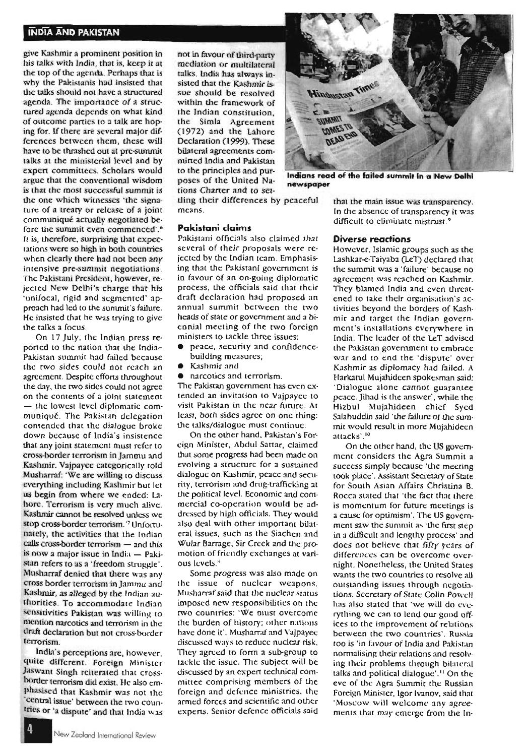give Kashmir a prominent position in his talks with India, that is, keep it at the top of the agenda. Perhaps that is why the Pakistanis had insisted that the talks should not have a structured agenda. The importance of a structured agenda depends on what kind of outcome parties to a talk are hoping for. If there are several major differences between them, these will have to be thrashed out at pre-summit talks at the ministerial level and by expert committees. Scholars would argue that the conventional wisdom is that the most successful summit is the one which witnesses 'the signature of a treaty or release of a joint communiqué actually negotiated before the summit even commenced'.[6] It is, therefore, surprising that expectations were so high in both countries when clearly there had not been any intensive pre-summit negotiations. The Pakistani President, however, rejected New Delhi's charge that his 'unifocal, rigid and segmented' approach had led to the summit's failure. He insisted that he was trying to give the talks a focus.

On 17 July, the Indian press reported to the nation that the India-Pakistan summit had failed because the two sides could not reach an agreement. Despite efforts throughout the day, the two sides could not agree on the contents of a joint statement — the lowest level diplomatic communiqué. The Pakistan delegation contended that the dialogue broke down because of India's insistence that any joint statement must refer to cross-border terrorism in Jammu and Kashmir. Vajpayee categorically told Musharraf: 'We are willing to discuss everything including Kashmir but let us begin from where we ended: Lahore. Terrorism is very much alive. Kashmir cannot be resolved unless we stop cross-border terrorism.'[7] Unfortunately, the activities that the Indian calls cross-border terrorism — and this is now a major issue in India — Pakistan refers to as a 'freedom struggle'. Musharraf denied that there was any cross border terrorism in Jammu and Kashmir, as alleged by the Indian authorities. To accommodate Indian sensitivities Pakistan was willing to mention narcotics and terrorism in the draft declaration but not cross-border terrorism.

India's perceptions are, however, quite different. Foreign Minister Jaswant Singh reiterated that cross-border terrorism did exist. He also emphasised that Kashmir was not the 'central issue' between the two countries or 'a dispute' and that India was not in favour of third-party mediation or multilateral talks. India has always insisted that the Kashmir issue should be resolved within the framework of the Indian constitution, the Simla Agreement (1972) and the Lahore Declaration (1999). These bilateral agreements committed India and Pakistan to the principles and purposes of the United Nations Charter and to settling their differences by peaceful means.

Indians read of the failed summit in a New Delhi newspaper

### Pakistani claims

Pakistani officials also claimed that several of their proposals were rejected by the Indian team. Emphasising that the Pakistani government is in favour of an on-going diplomatic process, the officials said that their draft declaration had proposed an annual summit between the two heads of state or government and a biennial meeting of the two foreign ministers to tackle three issues:

- peace, security and confidence-building measures;
- Kashmir and
- narcotics and terrorism.

The Pakistan government has even extended an invitation to Vajpayee to visit Pakistan in the near future. At least, both sides agree on one thing: the talks/dialogue must continue.

On the other hand, Pakistan's Foreign Minister, Abdul Sattar, claimed that some progress had been made on evolving a structure for a sustained dialogue on Kashmir, peace and security, terrorism and drug-trafficking at the political level. Economic and commercial co-operation would be addressed by high officials. They would also deal with other important bilateral issues, such as the Siachen and Wular Barrage, Sir Creek and the promotion of friendly exchanges at various levels.[8]

Some progress was also made on the issue of nuclear weapons. Musharraf said that the nuclear status imposed new responsibilities on the two countries: 'We must overcome the burden of history; other nations have done it'. Musharraf and Vajpayee discussed ways to reduce nuclear risk. They agreed to form a sub-group to tackle the issue. The subject will be discussed by an expert technical committee comprising members of the foreign and defence ministries, the armed forces and scientific and other experts. Senior defence officials said that the main issue was transparency. In the absence of transparency it was difficult to eliminate mistrust.[9]

### Diverse reactions

However, Islamic groups such as the Lashkar-e-Taiyaba (LeT) declared that the summit was a 'failure' because no agreement was reached on Kashmir. They blamed India and even threatened to take their organisation's activities beyond the borders of Kashmir and target the Indian government's installations everywhere in India. The leader of the LeT advised the Pakistan government to embrace war and to end the 'dispute' over Kashmir as diplomacy had failed. A Harkatul Mujahideen spokesman said: 'Dialogue alone cannot guarantee peace. Jihad is the answer', while the Hizbul Mujahideen chief Syed Salahuddin said 'the failure of the summit would result in more Mujahideen attacks'.[10]

On the other hand, the US government considers the Agra Summit a success simply because 'the meeting took place'. Assistant Secretary of State for South Asian Affairs Christina B. Rocca stated that 'the fact that there is momentum for future meetings is a cause for optimism'. The US government saw the summit as 'the first step in a difficult and lengthy process' and does not believe that fifty years of differences can be overcome overnight. Nonetheless, the United States wants the two countries to resolve all outstanding issues through negotiations. Secretary of State Colin Powell has also stated that 'we will do everything we can to lend our good offices to the improvement of relations between the two countries'. Russia too is 'in favour of India and Pakistan normalising their relations and resolving their problems through bilateral talks and political dialogue'.[11] On the eve of the Agra Summit the Russian Foreign Minister, Igor Ivanov, said that 'Moscow will welcome any agreements that may emerge from the In-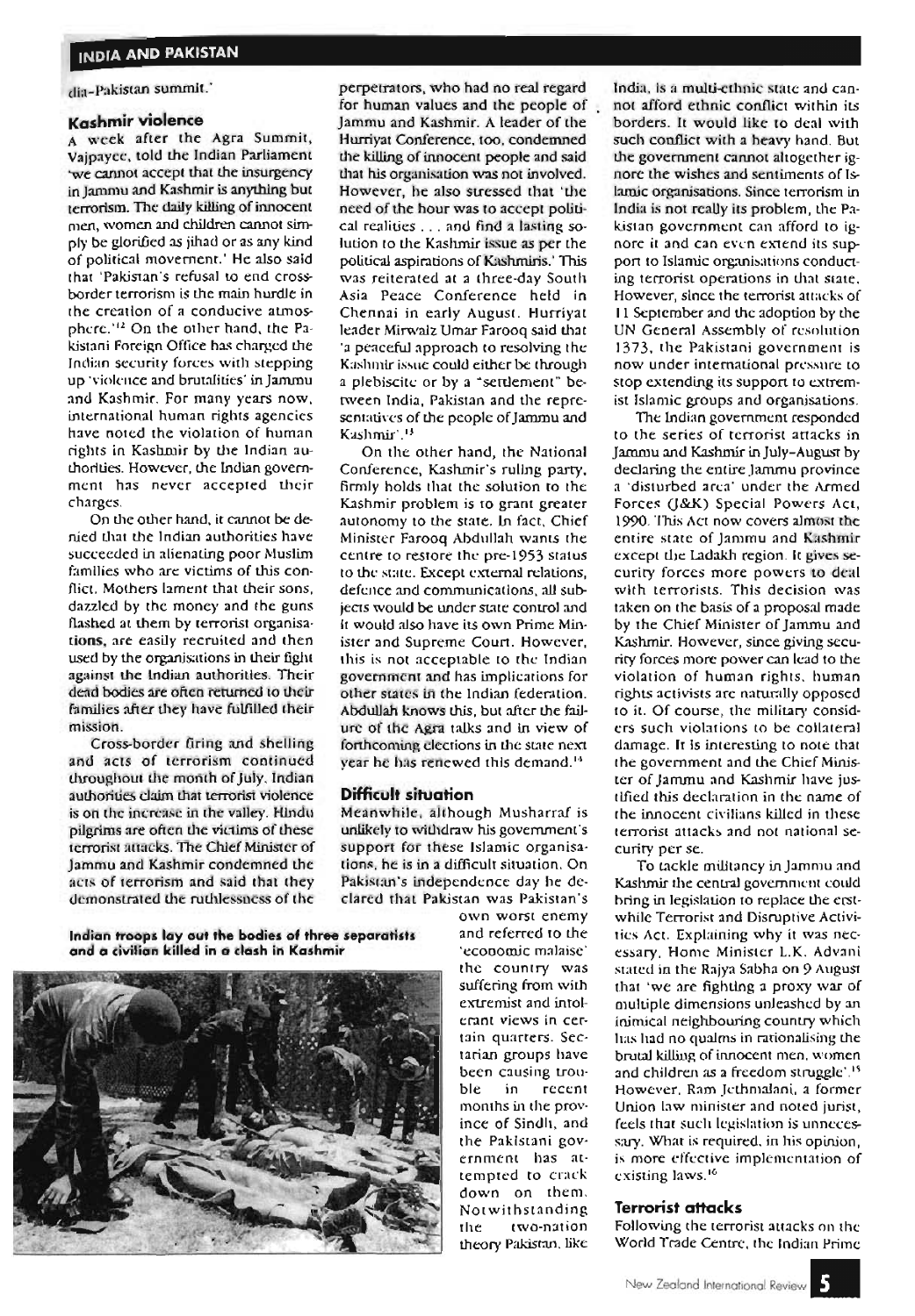dia-Pakistan summit.'

### Kashmir violence

A week after the Agra Summit, Vajpayee, told the Indian Parliament 'we cannot accept that the insurgency in Jammu and Kashmir is anything but terrorism. The daily killing of innocent men, women and children cannot simply be glorified as jihad or as any kind of political movement.' He also said that 'Pakistan's refusal to end cross-border terrorism is the main hurdle in the creation of a conducive atmosphere.'[12] On the other hand, the Pakistani Foreign Office has charged the Indian security forces with stepping up 'violence and brutalities' in Jammu and Kashmir. For many years now, international human rights agencies have noted the violation of human rights in Kashmir by the Indian authorities. However, the Indian government has never accepted their charges.

On the other hand, it cannot be denied that the Indian authorities have succeeded in alienating poor Muslim families who are victims of this conflict. Mothers lament that their sons, dazzled by the money and the guns flashed at them by terrorist organisations, are easily recruited and then used by the organisations in their fight against the Indian authorities. Their dead bodies are often returned to their families after they have fulfilled their mission.

Cross-border firing and shelling and acts of terrorism continued throughout the month of July. Indian authorities claim that terrorist violence is on the increase in the valley. Hindu pilgrims are often the victims of these terrorist attacks. The Chief Minister of Jammu and Kashmir condemned the acts of terrorism and said that they demonstrated the ruthlessness of the perpetrators, who had no real regard for human values and the people of Jammu and Kashmir. A leader of the Hurriyat Conference, too, condemned the killing of innocent people and said that his organisation was not involved. However, he also stressed that 'the need of the hour was to accept political realities . . . and find a lasting solution to the Kashmir issue as per the political aspirations of Kashmiris.' This was reiterated at a three-day South Asia Peace Conference held in Chennai in early August. Hurriyat leader Mirwaiz Umar Farooq said that 'a peaceful approach to resolving the Kashmir issue could either be through a plebiscite or by a "settlement" between India, Pakistan and the representatives of the people of Jammu and Kashmir'.[13]

On the other hand, the National Conference, Kashmir's ruling party, firmly holds that the solution to the Kashmir problem is to grant greater autonomy to the state. In fact, Chief Minister Farooq Abdullah wants the centre to restore the pre-1953 status to the state. Except external relations, defence and communications, all subjects would be under state control and it would also have its own Prime Minister and Supreme Court. However, this is not acceptable to the Indian government and has implications for other states in the Indian federation. Abdullah knows this, but after the failure of the Agra talks and in view of forthcoming elections in the state next year he has renewed this demand.[14]

### Difficult situation

Meanwhile, although Musharraf is unlikely to withdraw his government's support for these Islamic organisations, he is in a difficult situation. On Pakistan's independence day he declared that Pakistan was Pakistan's own worst enemy and referred to the 'economic malaise' the country was suffering from with extremist and intolerant views in certain quarters. Sectarian groups have been causing trouble in recent months in the province of Sindh, and the Pakistani government has attempted to crack down on them. Notwithstanding the two-nation theory Pakistan, like India, is a multi-ethnic state and cannot afford ethnic conflict within its borders. It would like to deal with such conflict with a heavy hand. But the government cannot altogether ignore the wishes and sentiments of Islamic organisations. Since terrorism in India is not really its problem, the Pakistan government can afford to ignore it and can even extend its support to Islamic organisations conducting terrorist operations in that state. However, since the terrorist attacks of 11 September and the adoption by the UN General Assembly of resolution 1373, the Pakistani government is now under international pressure to stop extending its support to extremist Islamic groups and organisations.

**Indian troops lay out the bodies of three separatists and a civilian killed in a clash in Kashmir**

The Indian government responded to the series of terrorist attacks in Jammu and Kashmir in July–August by declaring the entire Jammu province a 'disturbed area' under the Armed Forces (J&K) Special Powers Act, 1990. This Act now covers almost the entire state of Jammu and Kashmir except the Ladakh region. It gives security forces more powers to deal with terrorists. This decision was taken on the basis of a proposal made by the Chief Minister of Jammu and Kashmir. However, since giving security forces more power can lead to the violation of human rights, human rights activists are naturally opposed to it. Of course, the military considers such violations to be collateral damage. It is interesting to note that the government and the Chief Minister of Jammu and Kashmir have justified this declaration in the name of the innocent civilians killed in these terrorist attacks and not national security per se.

To tackle militancy in Jammu and Kashmir the central government could bring in legislation to replace the erstwhile Terrorist and Disruptive Activities Act. Explaining why it was necessary, Home Minister L.K. Advani stated in the Rajya Sabha on 9 August that 'we are fighting a proxy war of multiple dimensions unleashed by an inimical neighbouring country which has had no qualms in rationalising the brutal killing of innocent men, women and children as a freedom struggle'.[15] However, Ram Jethmalani, a former Union law minister and noted jurist, feels that such legislation is unnecessary. What is required, in his opinion, is more effective implementation of existing laws.[16]

### Terrorist attacks

Following the terrorist attacks on the World Trade Centre, the Indian Prime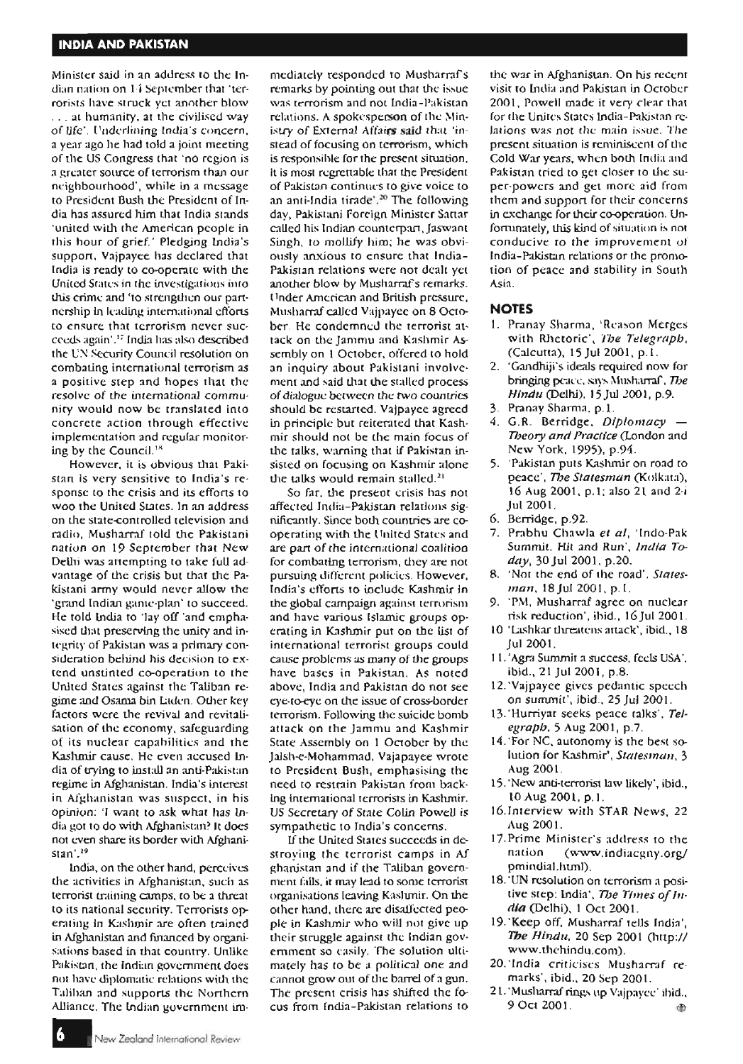Minister said in an address to the Indian nation on 14 September that 'terrorists have struck yet another blow . . . at humanity, at the civilised way of life'. Underlining India's concern, a year ago he had told a joint meeting of the US Congress that 'no region is a greater source of terrorism than our neighbourhood', while in a message to President Bush the President of India has assured him that India stands 'united with the American people in this hour of grief.' Pledging India's support, Vajpayee has declared that India is ready to co-operate with the United States in the investigations into this crime and 'to strengthen our partnership in leading international efforts to ensure that terrorism never succeeds again'.[17] India has also described the UN Security Council resolution on combating international terrorism as a positive step and hopes that the resolve of the international community would now be translated into concrete action through effective implementation and regular monitoring by the Council.[18]

However, it is obvious that Pakistan is very sensitive to India's response to the crisis and its efforts to woo the United States. In an address on the state-controlled television and radio, Musharraf told the Pakistani nation on 19 September that New Delhi was attempting to take full advantage of the crisis but that the Pakistani army would never allow the 'grand Indian game-plan' to succeed. He told India to 'lay off' and emphasised that preserving the unity and integrity of Pakistan was a primary consideration behind his decision to extend unstinted co-operation to the United States against the Taliban regime and Osama bin Laden. Other key factors were the revival and revitalisation of the economy, safeguarding of its nuclear capabilities and the Kashmir cause. He even accused India of trying to install an anti-Pakistan regime in Afghanistan. India's interest in Afghanistan was suspect, in his opinion: 'I want to ask what has India got to do with Afghanistan? It does not even share its border with Afghanistan'.[19]

India, on the other hand, perceives the activities in Afghanistan, such as terrorist training camps, to be a threat to its national security. Terrorists operating in Kashmir are often trained in Afghanistan and financed by organisations based in that country. Unlike Pakistan, the Indian government does not have diplomatic relations with the Taliban and supports the Northern Alliance. The Indian government immediately responded to Musharraf's remarks by pointing out that the issue was terrorism and not India–Pakistan relations. A spokesperson of the Ministry of External Affairs said that 'instead of focusing on terrorism, which is responsible for the present situation, it is most regrettable that the President of Pakistan continues to give voice to an anti-India tirade'.[20] The following day, Pakistani Foreign Minister Sattar called his Indian counterpart, Jaswant Singh, to mollify him; he was obviously anxious to ensure that India–Pakistan relations were not dealt yet another blow by Musharraf's remarks. Under American and British pressure, Musharraf called Vajpayee on 8 October. He condemned the terrorist attack on the Jammu and Kashmir Assembly on 1 October, offered to hold an inquiry about Pakistani involvement and said that the stalled process of dialogue between the two countries should be restarted. Vajpayee agreed in principle but reiterated that Kashmir should not be the main focus of the talks, warning that if Pakistan insisted on focusing on Kashmir alone the talks would remain stalled.[21]

So far, the present crisis has not affected India–Pakistan relations significantly. Since both countries are co-operating with the United States and are part of the international coalition for combating terrorism, they are not pursuing different policies. However, India's efforts to include Kashmir in the global campaign against terrorism and have various Islamic groups operating in Kashmir put on the list of international terrorist groups could cause problems as many of the groups have bases in Pakistan. As noted above, India and Pakistan do not see eye-to-eye on the issue of cross-border terrorism. Following the suicide bomb attack on the Jammu and Kashmir State Assembly on 1 October by the Jaish-e-Mohammad, Vajapayee wrote to President Bush, emphasising the need to restrain Pakistan from backing international terrorists in Kashmir. US Secretary of State Colin Powell is sympathetic to India's concerns.

If the United States succeeds in destroying the terrorist camps in Afghanistan and if the Taliban government falls, it may lead to some terrorist organisations leaving Kashmir. On the other hand, there are disaffected people in Kashmir who will not give up their struggle against the Indian government so easily. The solution ultimately has to be a political one and cannot grow out of the barrel of a gun. The present crisis has shifted the focus from India–Pakistan relations to the war in Afghanistan. On his recent visit to India and Pakistan in October 2001, Powell made it very clear that for the United States India–Pakistan relations was not the main issue. The present situation is reminiscent of the Cold War years, when both India and Pakistan tried to get closer to the super-powers and get more aid from them and support for their concerns in exchange for their co-operation. Unfortunately, this kind of situation is not conducive to the improvement of India–Pakistan relations or the promotion of peace and stability in South Asia.

## NOTES

1. Pranay Sharma, 'Reason Merges with Rhetoric', *The Telegraph*, (Calcutta), 15 Jul 2001, p.1.
2. 'Gandhiji's ideals required now for bringing peace, says Musharraf', *The Hindu* (Delhi), 15 Jul 2001, p.9.
3. Pranay Sharma, p.1.
4. G.R. Berridge, *Diplomacy — Theory and Practice* (London and New York, 1995), p.94.
5. 'Pakistan puts Kashmir on road to peace', *The Statesman* (Kolkata), 16 Aug 2001, p.1; also 21 and 24 Jul 2001.
6. Berridge, p.92.
7. Prabhu Chawla *et al*, 'Indo-Pak Summit, Hit and Run', *India Today*, 30 Jul 2001, p.20.
8. 'Not the end of the road', *Statesman*, 18 Jul 2001, p.1.
9. 'PM, Musharraf agree on nuclear risk reduction', ibid., 16 Jul 2001.
10. 'Lashkar threatens attack', ibid., 18 Jul 2001.
11. 'Agra Summit a success, feels USA', ibid., 21 Jul 2001, p.8.
12. 'Vajpayee gives pedantic speech on summit', ibid., 25 Jul 2001.
13. 'Hurriyat seeks peace talks', *Telegraph*, 5 Aug 2001, p.7.
14. 'For NC, autonomy is the best solution for Kashmir', *Statesman*, 3 Aug 2001.
15. 'New anti-terrorist law likely', ibid., 10 Aug 2001, p.1.
16. Interview with STAR News, 22 Aug 2001.
17. Prime Minister's address to the nation (www.indiacgny.org/pmindia1.html).
18. 'UN resolution on terrorism a positive step: India', *The Times of India* (Delhi), 1 Oct 2001.
19. 'Keep off, Musharraf tells India', *The Hindu*, 20 Sep 2001 (http://www.thehindu.com).
20. 'India criticises Musharraf remarks', ibid., 20 Sep 2001.
21. 'Musharraf rings up Vajpayee' ibid., 9 Oct 2001.